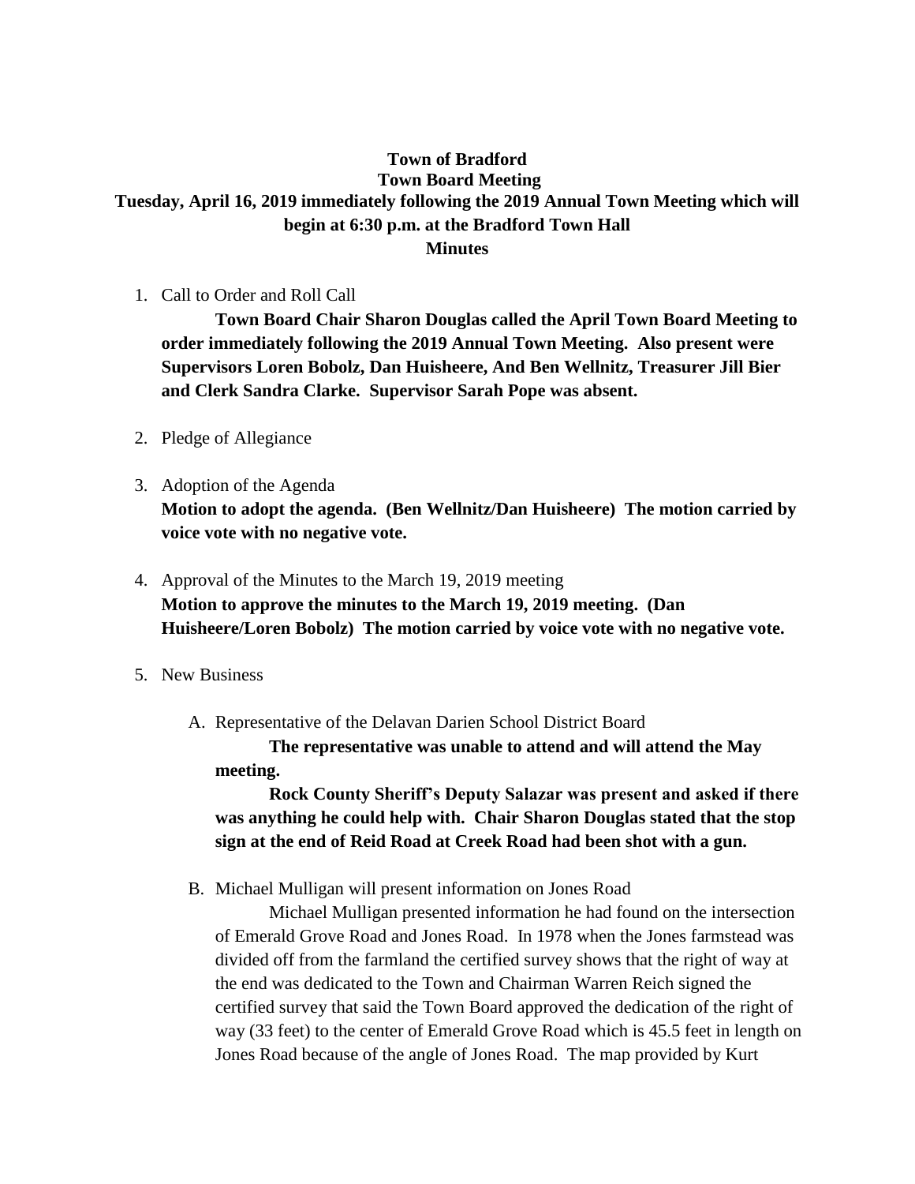**Town of Bradford**
**Town Board Meeting**
**Tuesday, April 16, 2019 immediately following the 2019 Annual Town Meeting which will begin at 6:30 p.m. at the Bradford Town Hall**
**Minutes**

1. Call to Order and Roll Call

   **Town Board Chair Sharon Douglas called the April Town Board Meeting to order immediately following the 2019 Annual Town Meeting. Also present were Supervisors Loren Bobolz, Dan Huisheere, And Ben Wellnitz, Treasurer Jill Bier and Clerk Sandra Clarke. Supervisor Sarah Pope was absent.**

2. Pledge of Allegiance

3. Adoption of the Agenda
   **Motion to adopt the agenda. (Ben Wellnitz/Dan Huisheere) The motion carried by voice vote with no negative vote.**

4. Approval of the Minutes to the March 19, 2019 meeting
   **Motion to approve the minutes to the March 19, 2019 meeting. (Dan Huisheere/Loren Bobolz) The motion carried by voice vote with no negative vote.**

5. New Business

   A. Representative of the Delavan Darien School District Board

      **The representative was unable to attend and will attend the May meeting.**

      **Rock County Sheriff's Deputy Salazar was present and asked if there was anything he could help with. Chair Sharon Douglas stated that the stop sign at the end of Reid Road at Creek Road had been shot with a gun.**

   B. Michael Mulligan will present information on Jones Road

      Michael Mulligan presented information he had found on the intersection of Emerald Grove Road and Jones Road. In 1978 when the Jones farmstead was divided off from the farmland the certified survey shows that the right of way at the end was dedicated to the Town and Chairman Warren Reich signed the certified survey that said the Town Board approved the dedication of the right of way (33 feet) to the center of Emerald Grove Road which is 45.5 feet in length on Jones Road because of the angle of Jones Road. The map provided by Kurt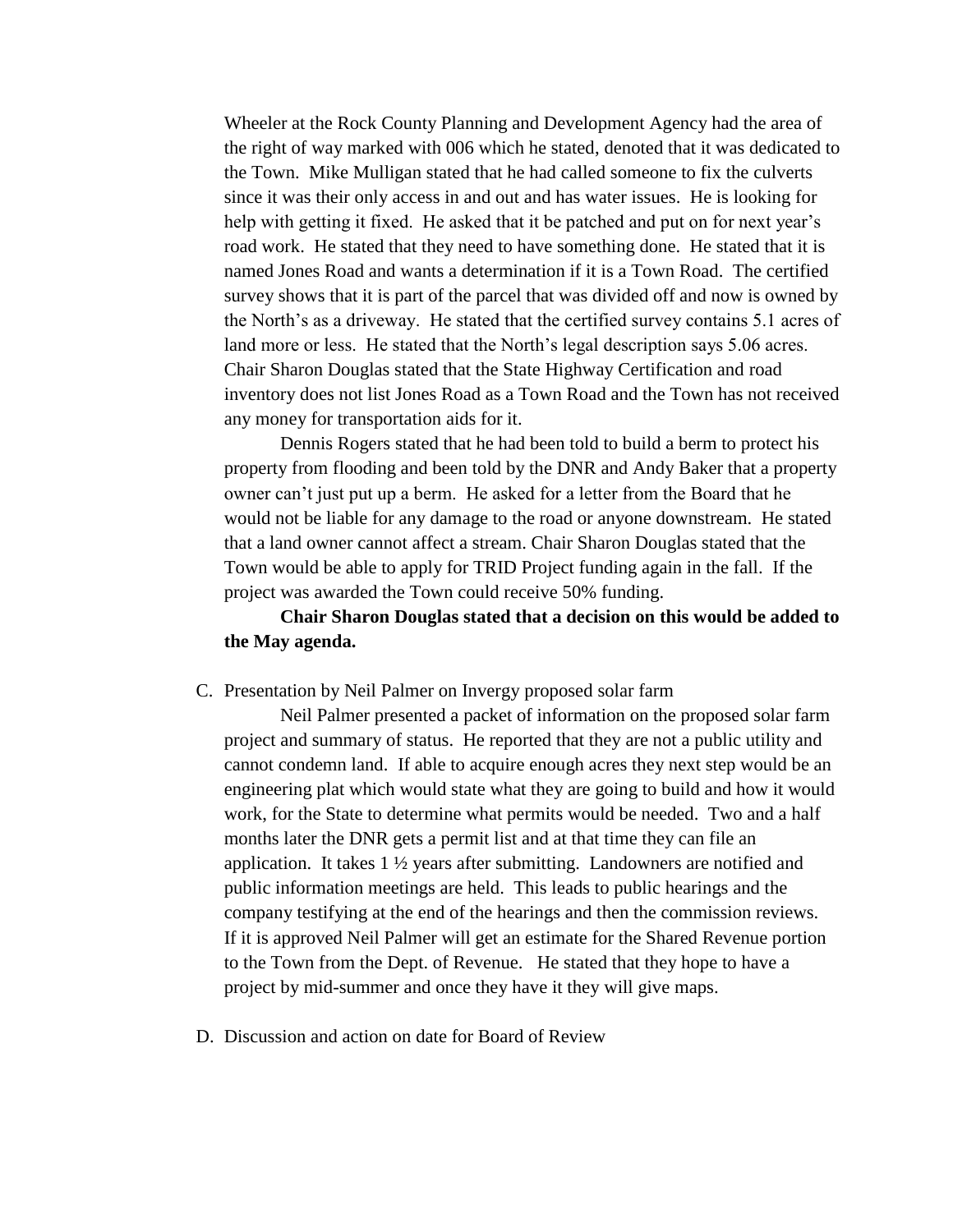Wheeler at the Rock County Planning and Development Agency had the area of the right of way marked with 006 which he stated, denoted that it was dedicated to the Town. Mike Mulligan stated that he had called someone to fix the culverts since it was their only access in and out and has water issues. He is looking for help with getting it fixed. He asked that it be patched and put on for next year's road work. He stated that they need to have something done. He stated that it is named Jones Road and wants a determination if it is a Town Road. The certified survey shows that it is part of the parcel that was divided off and now is owned by the North's as a driveway. He stated that the certified survey contains 5.1 acres of land more or less. He stated that the North's legal description says 5.06 acres. Chair Sharon Douglas stated that the State Highway Certification and road inventory does not list Jones Road as a Town Road and the Town has not received any money for transportation aids for it.

Dennis Rogers stated that he had been told to build a berm to protect his property from flooding and been told by the DNR and Andy Baker that a property owner can't just put up a berm. He asked for a letter from the Board that he would not be liable for any damage to the road or anyone downstream. He stated that a land owner cannot affect a stream. Chair Sharon Douglas stated that the Town would be able to apply for TRID Project funding again in the fall. If the project was awarded the Town could receive 50% funding.

**Chair Sharon Douglas stated that a decision on this would be added to the May agenda.**

C. Presentation by Neil Palmer on Invergy proposed solar farm

Neil Palmer presented a packet of information on the proposed solar farm project and summary of status. He reported that they are not a public utility and cannot condemn land. If able to acquire enough acres they next step would be an engineering plat which would state what they are going to build and how it would work, for the State to determine what permits would be needed. Two and a half months later the DNR gets a permit list and at that time they can file an application. It takes 1 ½ years after submitting. Landowners are notified and public information meetings are held. This leads to public hearings and the company testifying at the end of the hearings and then the commission reviews. If it is approved Neil Palmer will get an estimate for the Shared Revenue portion to the Town from the Dept. of Revenue. He stated that they hope to have a project by mid-summer and once they have it they will give maps.

D. Discussion and action on date for Board of Review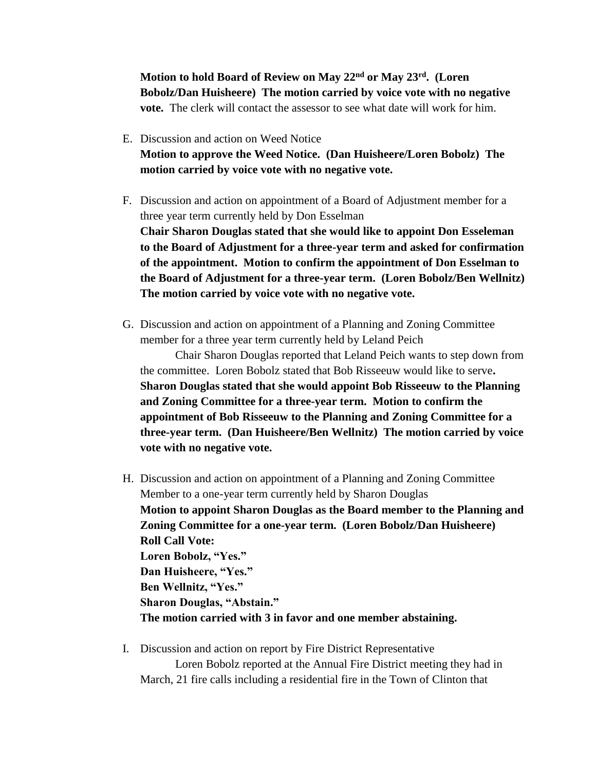**Motion to hold Board of Review on May 22nd or May 23rd. (Loren Bobolz/Dan Huisheere) The motion carried by voice vote with no negative vote.** The clerk will contact the assessor to see what date will work for him.

E. Discussion and action on Weed Notice
   **Motion to approve the Weed Notice. (Dan Huisheere/Loren Bobolz) The motion carried by voice vote with no negative vote.**

F. Discussion and action on appointment of a Board of Adjustment member for a three year term currently held by Don Esselman
   **Chair Sharon Douglas stated that she would like to appoint Don Esseleman to the Board of Adjustment for a three-year term and asked for confirmation of the appointment. Motion to confirm the appointment of Don Esselman to the Board of Adjustment for a three-year term. (Loren Bobolz/Ben Wellnitz) The motion carried by voice vote with no negative vote.**

G. Discussion and action on appointment of a Planning and Zoning Committee member for a three year term currently held by Leland Peich
   Chair Sharon Douglas reported that Leland Peich wants to step down from the committee. Loren Bobolz stated that Bob Risseeuw would like to serve**. Sharon Douglas stated that she would appoint Bob Risseeuw to the Planning and Zoning Committee for a three-year term. Motion to confirm the appointment of Bob Risseeuw to the Planning and Zoning Committee for a three-year term. (Dan Huisheere/Ben Wellnitz) The motion carried by voice vote with no negative vote.**

H. Discussion and action on appointment of a Planning and Zoning Committee Member to a one-year term currently held by Sharon Douglas
   **Motion to appoint Sharon Douglas as the Board member to the Planning and Zoning Committee for a one-year term. (Loren Bobolz/Dan Huisheere)**
   **Roll Call Vote:**
   **Loren Bobolz, "Yes."**
   **Dan Huisheere, "Yes."**
   **Ben Wellnitz, "Yes."**
   **Sharon Douglas, "Abstain."**
   **The motion carried with 3 in favor and one member abstaining.**

I. Discussion and action on report by Fire District Representative
   Loren Bobolz reported at the Annual Fire District meeting they had in March, 21 fire calls including a residential fire in the Town of Clinton that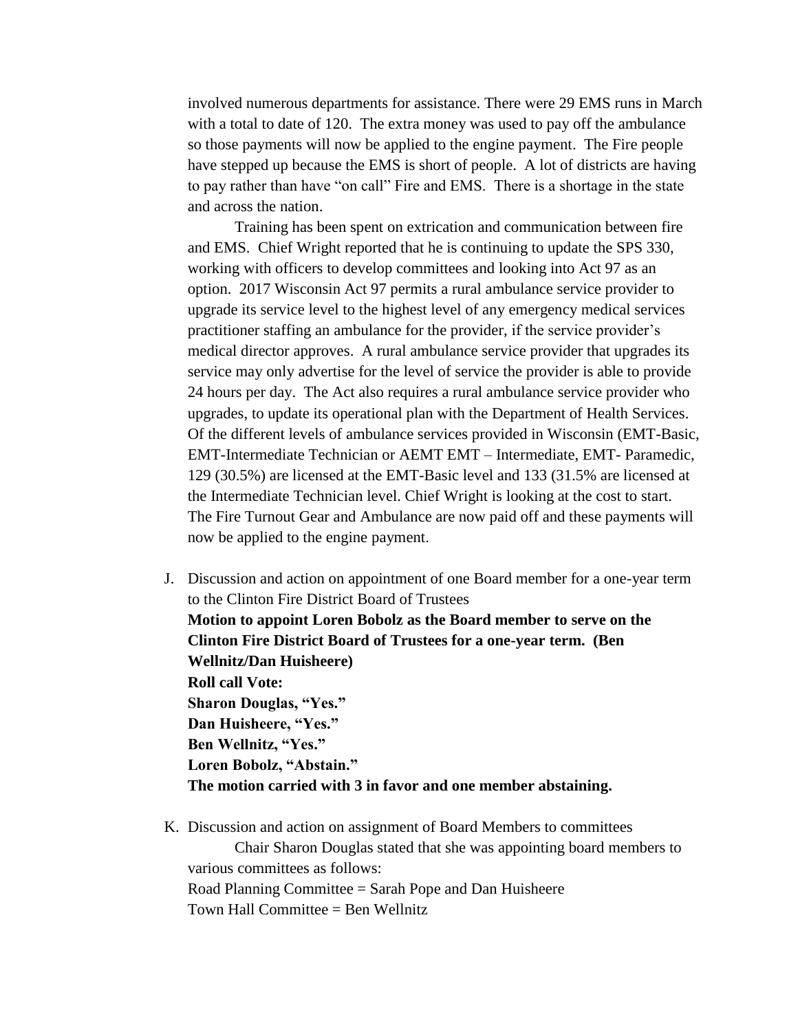involved numerous departments for assistance. There were 29 EMS runs in March with a total to date of 120. The extra money was used to pay off the ambulance so those payments will now be applied to the engine payment. The Fire people have stepped up because the EMS is short of people. A lot of districts are having to pay rather than have "on call" Fire and EMS. There is a shortage in the state and across the nation.

Training has been spent on extrication and communication between fire and EMS. Chief Wright reported that he is continuing to update the SPS 330, working with officers to develop committees and looking into Act 97 as an option. 2017 Wisconsin Act 97 permits a rural ambulance service provider to upgrade its service level to the highest level of any emergency medical services practitioner staffing an ambulance for the provider, if the service provider's medical director approves. A rural ambulance service provider that upgrades its service may only advertise for the level of service the provider is able to provide 24 hours per day. The Act also requires a rural ambulance service provider who upgrades, to update its operational plan with the Department of Health Services. Of the different levels of ambulance services provided in Wisconsin (EMT-Basic, EMT-Intermediate Technician or AEMT EMT – Intermediate, EMT- Paramedic, 129 (30.5%) are licensed at the EMT-Basic level and 133 (31.5% are licensed at the Intermediate Technician level. Chief Wright is looking at the cost to start. The Fire Turnout Gear and Ambulance are now paid off and these payments will now be applied to the engine payment.

J. Discussion and action on appointment of one Board member for a one-year term to the Clinton Fire District Board of Trustees

**Motion to appoint Loren Bobolz as the Board member to serve on the Clinton Fire District Board of Trustees for a one-year term. (Ben Wellnitz/Dan Huisheere)**
**Roll call Vote:**
**Sharon Douglas, "Yes."**
**Dan Huisheere, "Yes."**
**Ben Wellnitz, "Yes."**
**Loren Bobolz, "Abstain."**
**The motion carried with 3 in favor and one member abstaining.**

K. Discussion and action on assignment of Board Members to committees

Chair Sharon Douglas stated that she was appointing board members to various committees as follows:
Road Planning Committee = Sarah Pope and Dan Huisheere
Town Hall Committee = Ben Wellnitz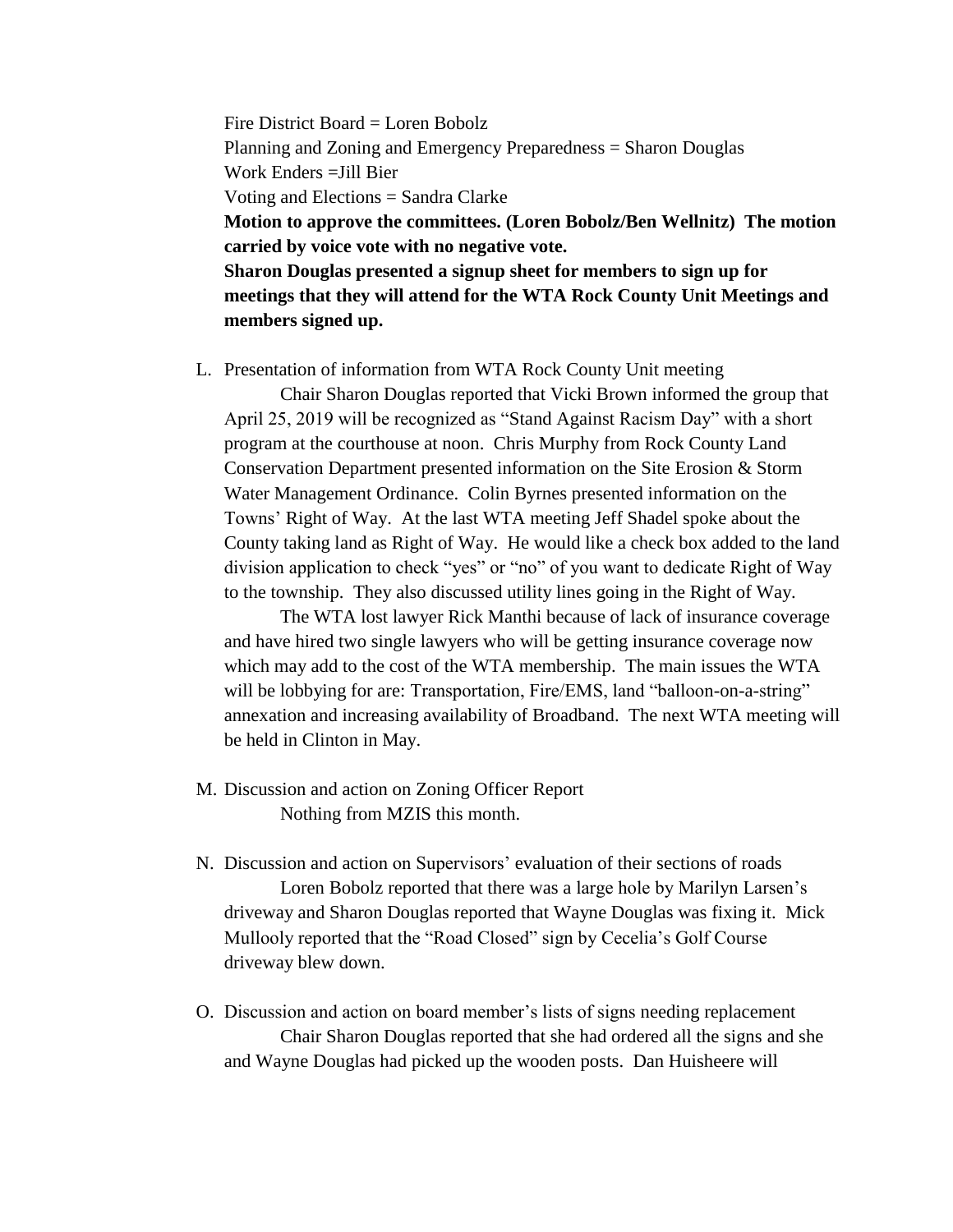Fire District Board = Loren Bobolz
Planning and Zoning and Emergency Preparedness = Sharon Douglas
Work Enders =Jill Bier
Voting and Elections = Sandra Clarke

**Motion to approve the committees. (Loren Bobolz/Ben Wellnitz) The motion carried by voice vote with no negative vote.**

**Sharon Douglas presented a signup sheet for members to sign up for meetings that they will attend for the WTA Rock County Unit Meetings and members signed up.**

L. Presentation of information from WTA Rock County Unit meeting

Chair Sharon Douglas reported that Vicki Brown informed the group that April 25, 2019 will be recognized as "Stand Against Racism Day" with a short program at the courthouse at noon. Chris Murphy from Rock County Land Conservation Department presented information on the Site Erosion & Storm Water Management Ordinance. Colin Byrnes presented information on the Towns' Right of Way. At the last WTA meeting Jeff Shadel spoke about the County taking land as Right of Way. He would like a check box added to the land division application to check "yes" or "no" of you want to dedicate Right of Way to the township. They also discussed utility lines going in the Right of Way.

The WTA lost lawyer Rick Manthi because of lack of insurance coverage and have hired two single lawyers who will be getting insurance coverage now which may add to the cost of the WTA membership. The main issues the WTA will be lobbying for are: Transportation, Fire/EMS, land "balloon-on-a-string" annexation and increasing availability of Broadband. The next WTA meeting will be held in Clinton in May.

M. Discussion and action on Zoning Officer Report

Nothing from MZIS this month.

N. Discussion and action on Supervisors' evaluation of their sections of roads

Loren Bobolz reported that there was a large hole by Marilyn Larsen's driveway and Sharon Douglas reported that Wayne Douglas was fixing it. Mick Mullooly reported that the "Road Closed" sign by Cecelia's Golf Course driveway blew down.

O. Discussion and action on board member's lists of signs needing replacement

Chair Sharon Douglas reported that she had ordered all the signs and she and Wayne Douglas had picked up the wooden posts. Dan Huisheere will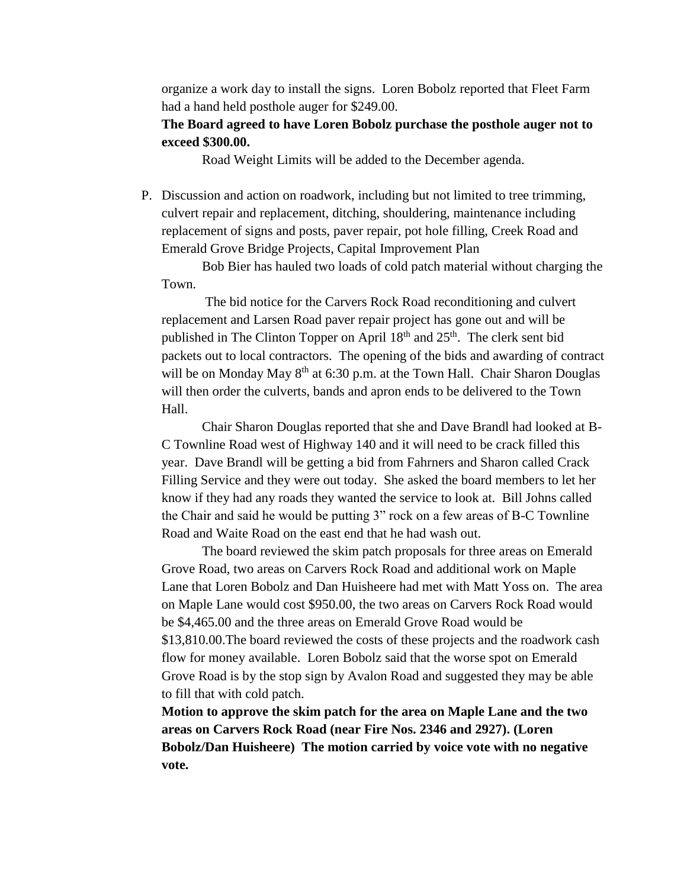organize a work day to install the signs. Loren Bobolz reported that Fleet Farm had a hand held posthole auger for $249.00.

**The Board agreed to have Loren Bobolz purchase the posthole auger not to exceed $300.00.**

Road Weight Limits will be added to the December agenda.

P. Discussion and action on roadwork, including but not limited to tree trimming, culvert repair and replacement, ditching, shouldering, maintenance including replacement of signs and posts, paver repair, pot hole filling, Creek Road and Emerald Grove Bridge Projects, Capital Improvement Plan

Bob Bier has hauled two loads of cold patch material without charging the Town.

The bid notice for the Carvers Rock Road reconditioning and culvert replacement and Larsen Road paver repair project has gone out and will be published in The Clinton Topper on April 18th and 25th. The clerk sent bid packets out to local contractors. The opening of the bids and awarding of contract will be on Monday May 8th at 6:30 p.m. at the Town Hall. Chair Sharon Douglas will then order the culverts, bands and apron ends to be delivered to the Town Hall.

Chair Sharon Douglas reported that she and Dave Brandl had looked at B-C Townline Road west of Highway 140 and it will need to be crack filled this year. Dave Brandl will be getting a bid from Fahrners and Sharon called Crack Filling Service and they were out today. She asked the board members to let her know if they had any roads they wanted the service to look at. Bill Johns called the Chair and said he would be putting 3" rock on a few areas of B-C Townline Road and Waite Road on the east end that he had wash out.

The board reviewed the skim patch proposals for three areas on Emerald Grove Road, two areas on Carvers Rock Road and additional work on Maple Lane that Loren Bobolz and Dan Huisheere had met with Matt Yoss on. The area on Maple Lane would cost $950.00, the two areas on Carvers Rock Road would be $4,465.00 and the three areas on Emerald Grove Road would be $13,810.00.The board reviewed the costs of these projects and the roadwork cash flow for money available. Loren Bobolz said that the worse spot on Emerald Grove Road is by the stop sign by Avalon Road and suggested they may be able to fill that with cold patch.

**Motion to approve the skim patch for the area on Maple Lane and the two areas on Carvers Rock Road (near Fire Nos. 2346 and 2927). (Loren Bobolz/Dan Huisheere) The motion carried by voice vote with no negative vote.**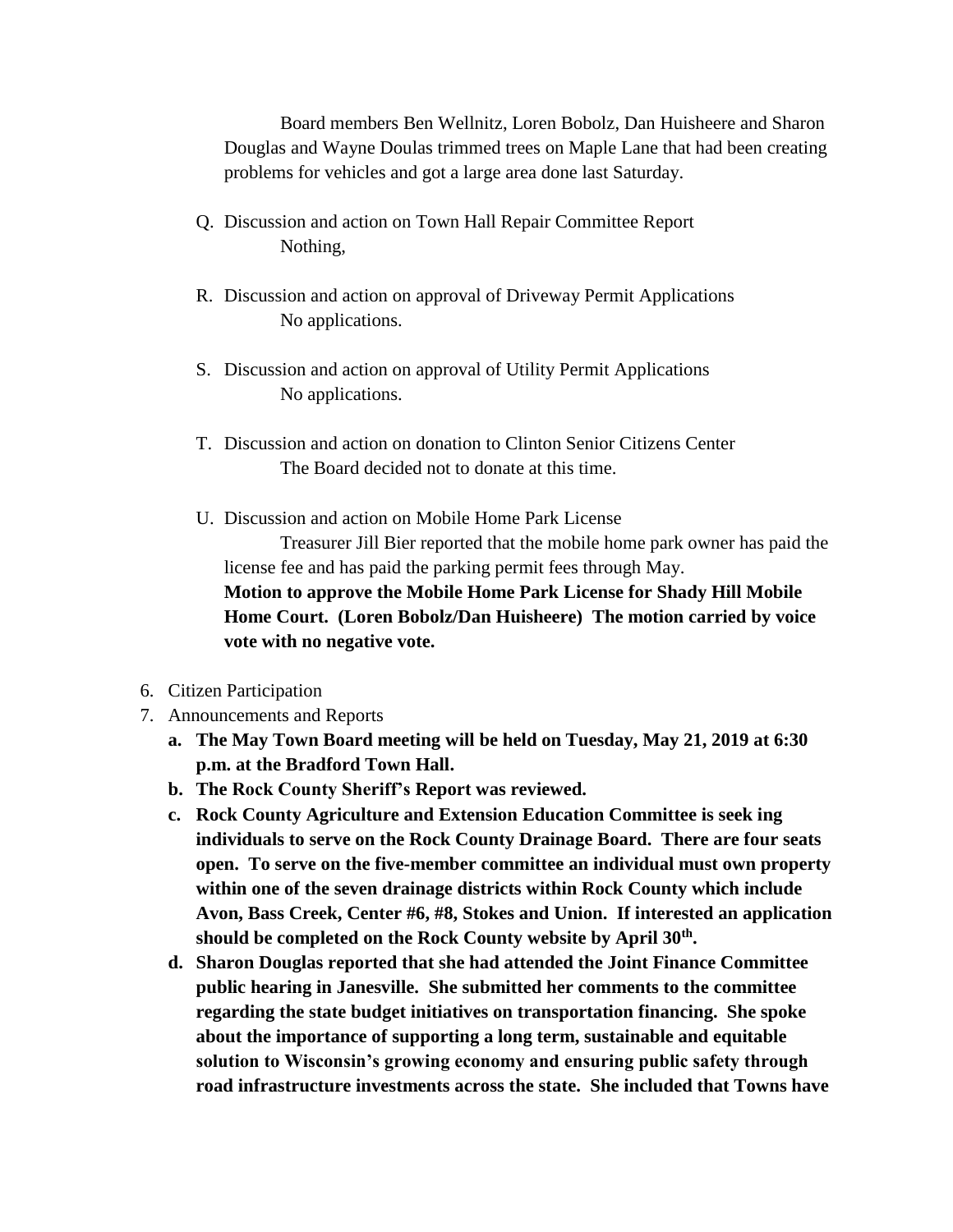Board members Ben Wellnitz, Loren Bobolz, Dan Huisheere and Sharon Douglas and Wayne Doulas trimmed trees on Maple Lane that had been creating problems for vehicles and got a large area done last Saturday.

Q. Discussion and action on Town Hall Repair Committee Report
   Nothing,

R. Discussion and action on approval of Driveway Permit Applications
   No applications.

S. Discussion and action on approval of Utility Permit Applications
   No applications.

T. Discussion and action on donation to Clinton Senior Citizens Center
   The Board decided not to donate at this time.

U. Discussion and action on Mobile Home Park License
   Treasurer Jill Bier reported that the mobile home park owner has paid the license fee and has paid the parking permit fees through May.
   **Motion to approve the Mobile Home Park License for Shady Hill Mobile Home Court. (Loren Bobolz/Dan Huisheere) The motion carried by voice vote with no negative vote.**

6. Citizen Participation
7. Announcements and Reports
   a. **The May Town Board meeting will be held on Tuesday, May 21, 2019 at 6:30 p.m. at the Bradford Town Hall.**
   b. **The Rock County Sheriff's Report was reviewed.**
   c. **Rock County Agriculture and Extension Education Committee is seek ing individuals to serve on the Rock County Drainage Board. There are four seats open. To serve on the five-member committee an individual must own property within one of the seven drainage districts within Rock County which include Avon, Bass Creek, Center #6, #8, Stokes and Union. If interested an application should be completed on the Rock County website by April 30th.**
   d. **Sharon Douglas reported that she had attended the Joint Finance Committee public hearing in Janesville. She submitted her comments to the committee regarding the state budget initiatives on transportation financing. She spoke about the importance of supporting a long term, sustainable and equitable solution to Wisconsin's growing economy and ensuring public safety through road infrastructure investments across the state. She included that Towns have**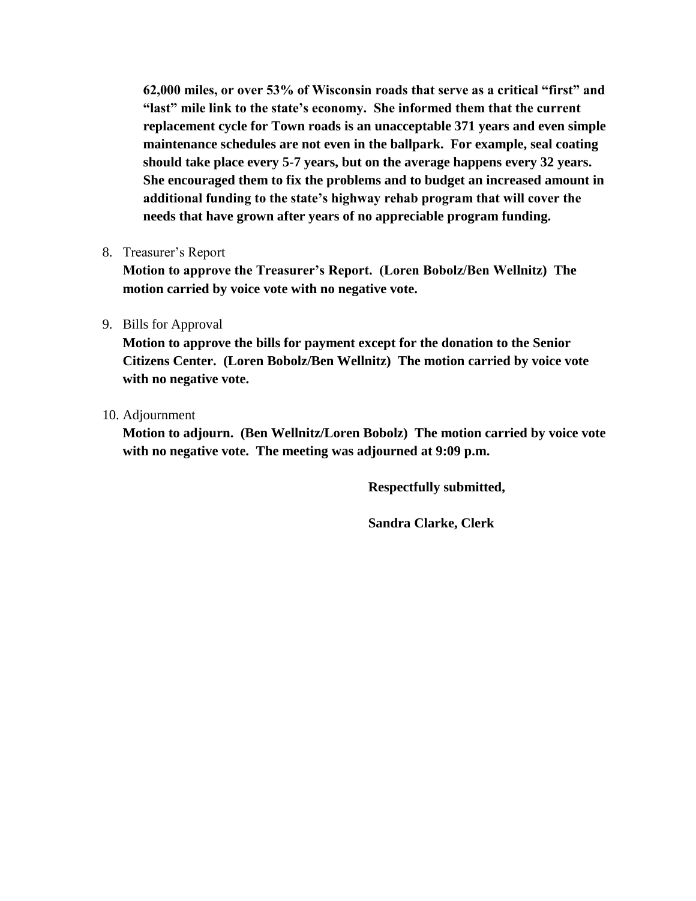**62,000 miles, or over 53% of Wisconsin roads that serve as a critical "first" and "last" mile link to the state's economy. She informed them that the current replacement cycle for Town roads is an unacceptable 371 years and even simple maintenance schedules are not even in the ballpark. For example, seal coating should take place every 5-7 years, but on the average happens every 32 years. She encouraged them to fix the problems and to budget an increased amount in additional funding to the state's highway rehab program that will cover the needs that have grown after years of no appreciable program funding.**

8. Treasurer's Report

   **Motion to approve the Treasurer's Report. (Loren Bobolz/Ben Wellnitz) The motion carried by voice vote with no negative vote.**

9. Bills for Approval

   **Motion to approve the bills for payment except for the donation to the Senior Citizens Center. (Loren Bobolz/Ben Wellnitz) The motion carried by voice vote with no negative vote.**

10. Adjournment

    **Motion to adjourn. (Ben Wellnitz/Loren Bobolz) The motion carried by voice vote with no negative vote. The meeting was adjourned at 9:09 p.m.**

**Respectfully submitted,**

**Sandra Clarke, Clerk**